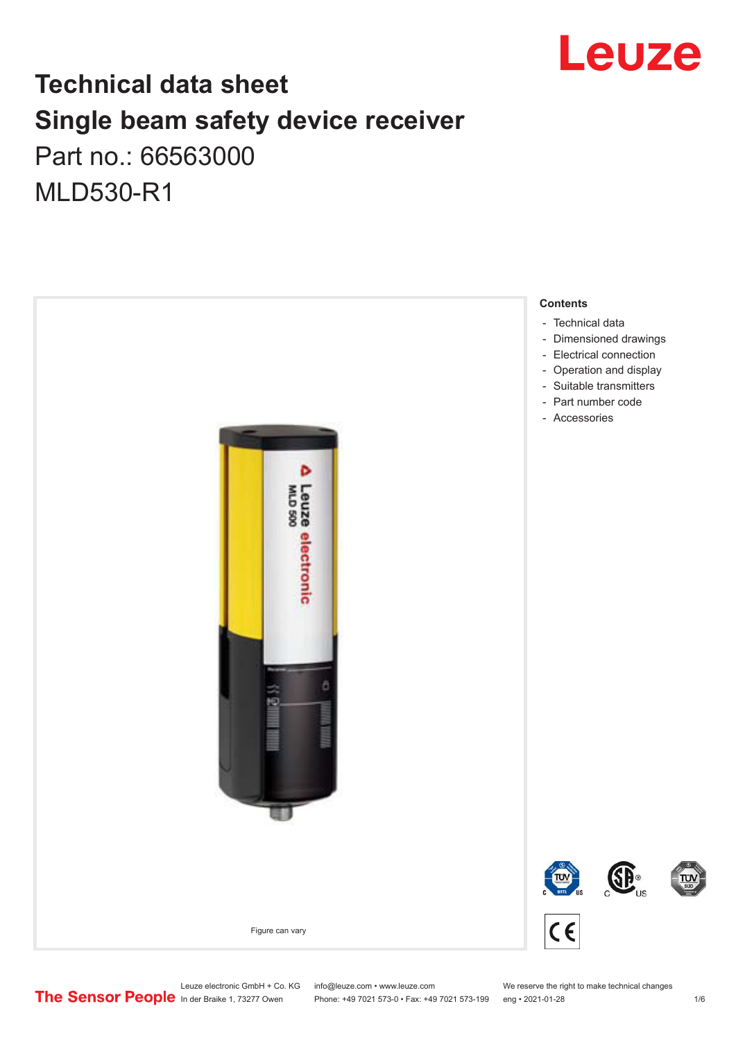# Technical data sheet

# Single beam safety device receiver

Part no.: 66563000

MLD530-R1

Figure can vary

**Contents**

- Technical data
- Dimensioned drawings
- Electrical connection
- Operation and display
- Suitable transmitters
- Part number code
- Accessories

Leuze electronic GmbH + Co. KG
In der Braike 1, 73277 Owen

info@leuze.com • www.leuze.com
Phone: +49 7021 573-0 • Fax: +49 7021 573-199

We reserve the right to make technical changes
eng • 2021-01-28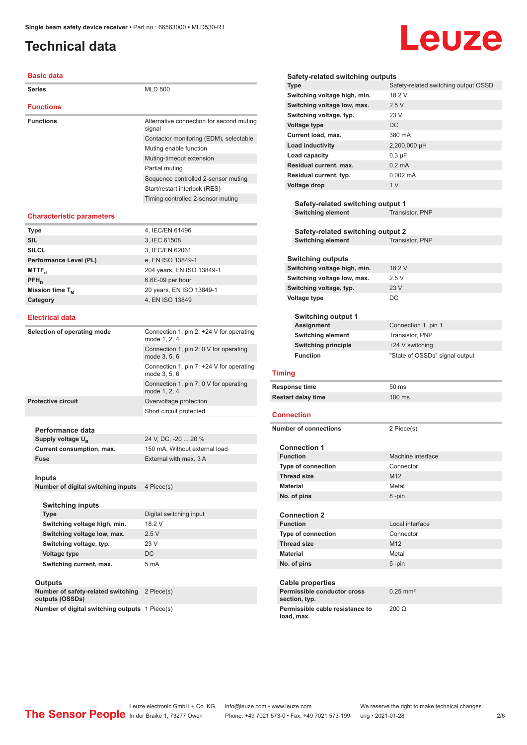Single beam safety device receiver • Part no.: 66563000 • MLD530-R1

# Technical data

## Basic data

| | |
|---|---|
| Series | MLD 500 |

## Functions

| | |
|---|---|
| Functions | Alternative connection for second muting signal |
| | Contactor monitoring (EDM), selectable |
| | Muting enable function |
| | Muting-timeout extension |
| | Partial muting |
| | Sequence controlled 2-sensor muting |
| | Start/restart interlock (RES) |
| | Timing controlled 2-sensor muting |

## Characteristic parameters

| | |
|---|---|
| Type | 4, IEC/EN 61496 |
| SIL | 3, IEC 61508 |
| SILCL | 3, IEC/EN 62061 |
| Performance Level (PL) | e, EN ISO 13849-1 |
| $MTTF_d$ | 204 years, EN ISO 13849-1 |
| $PFH_D$ | 6.6E-09 per hour |
| Mission time $T_M$ | 20 years, EN ISO 13849-1 |
| Category | 4, EN ISO 13849 |

## Electrical data

| | |
|---|---|
| Selection of operating mode | Connection 1, pin 2: +24 V for operating mode 1, 2, 4 |
| | Connection 1, pin 2: 0 V for operating mode 3, 5, 6 |
| | Connection 1, pin 7: +24 V for operating mode 3, 5, 6 |
| | Connection 1, pin 7: 0 V for operating mode 1, 2, 4 |
| Protective circuit | Overvoltage protection |
| | Short circuit protected |

### Performance data

| | |
|---|---|
| Supply voltage $U_B$ | 24 V, DC, -20 ... 20 % |
| Current consumption, max. | 150 mA, Without external load |
| Fuse | External with max. 3 A |

### Inputs

| | |
|---|---|
| Number of digital switching inputs | 4 Piece(s) |

#### Switching inputs

| | |
|---|---|
| Type | Digital switching input |
| Switching voltage high, min. | 18.2 V |
| Switching voltage low, max. | 2.5 V |
| Switching voltage, typ. | 23 V |
| Voltage type | DC |
| Switching current, max. | 5 mA |

### Outputs

| | |
|---|---|
| Number of safety-related switching outputs (OSSDs) | 2 Piece(s) |
| Number of digital switching outputs | 1 Piece(s) |

#### Safety-related switching outputs

| | |
|---|---|
| Type | Safety-related switching output OSSD |
| Switching voltage high, min. | 18.2 V |
| Switching voltage low, max. | 2.5 V |
| Switching voltage, typ. | 23 V |
| Voltage type | DC |
| Current load, max. | 380 mA |
| Load inductivity | 2,200,000 µH |
| Load capacity | 0.3 µF |
| Residual current, max. | 0.2 mA |
| Residual current, typ. | 0.002 mA |
| Voltage drop | 1 V |

##### Safety-related switching output 1

| | |
|---|---|
| Switching element | Transistor, PNP |

##### Safety-related switching output 2

| | |
|---|---|
| Switching element | Transistor, PNP |

#### Switching outputs

| | |
|---|---|
| Switching voltage high, min. | 18.2 V |
| Switching voltage low, max. | 2.5 V |
| Switching voltage, typ. | 23 V |
| Voltage type | DC |

##### Switching output 1

| | |
|---|---|
| Assignment | Connection 1, pin 1 |
| Switching element | Transistor, PNP |
| Switching principle | +24 V switching |
| Function | "State of OSSDs" signal output |

## Timing

| | |
|---|---|
| Response time | 50 ms |
| Restart delay time | 100 ms |

## Connection

| | |
|---|---|
| Number of connections | 2 Piece(s) |

### Connection 1

| | |
|---|---|
| Function | Machine interface |
| Type of connection | Connector |
| Thread size | M12 |
| Material | Metal |
| No. of pins | 8 -pin |

### Connection 2

| | |
|---|---|
| Function | Local interface |
| Type of connection | Connector |
| Thread size | M12 |
| Material | Metal |
| No. of pins | 5 -pin |

### Cable properties

| | |
|---|---|
| Permissible conductor cross section, typ. | 0.25 mm² |
| Permissible cable resistance to load, max. | 200 Ω |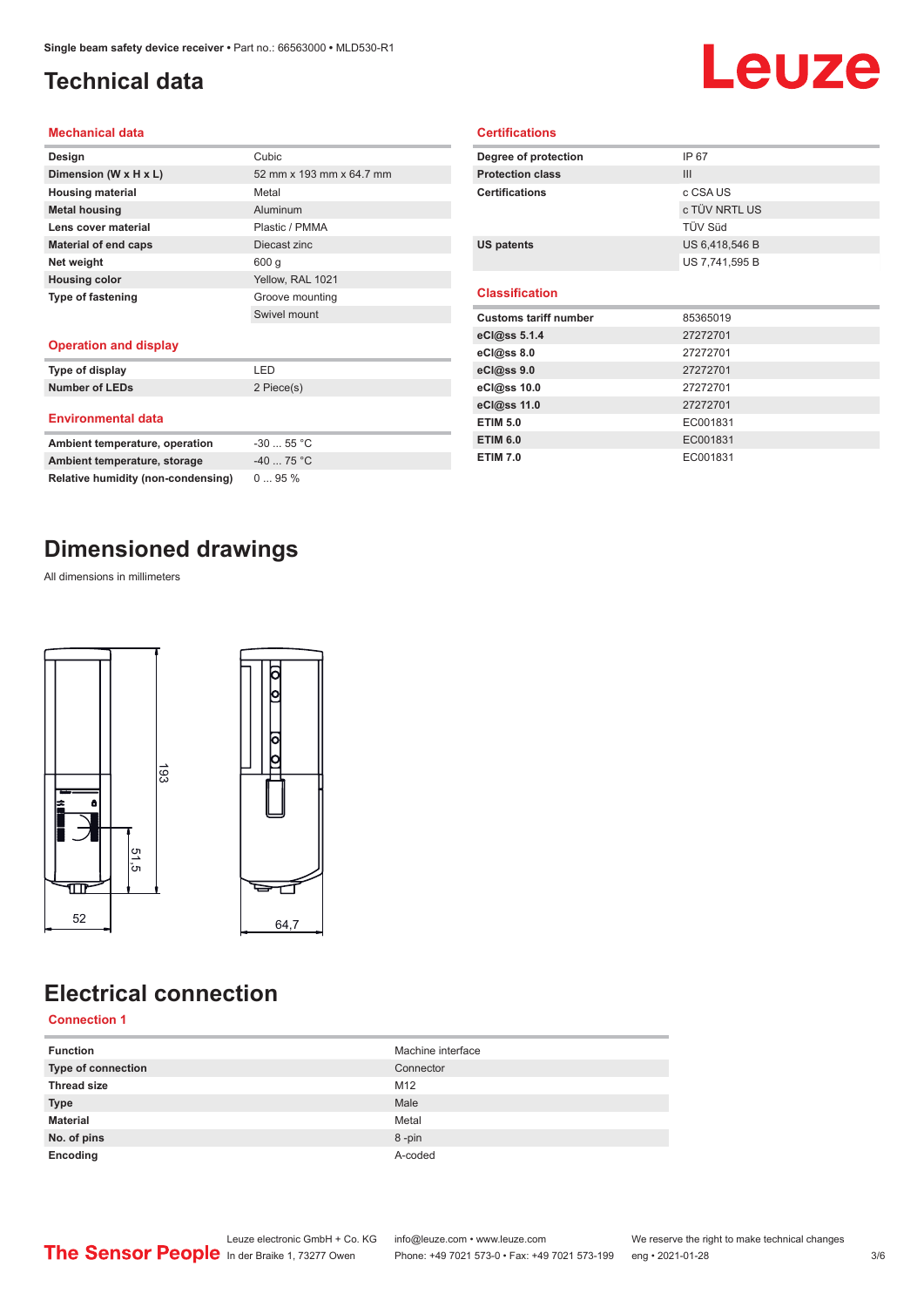# Technical data

## Mechanical data

| | |
|---|---|
| **Design** | Cubic |
| **Dimension (W x H x L)** | 52 mm x 193 mm x 64.7 mm |
| **Housing material** | Metal |
| **Metal housing** | Aluminum |
| **Lens cover material** | Plastic / PMMA |
| **Material of end caps** | Diecast zinc |
| **Net weight** | 600 g |
| **Housing color** | Yellow, RAL 1021 |
| **Type of fastening** | Groove mounting |
| | Swivel mount |

## Operation and display

| | |
|---|---|
| **Type of display** | LED |
| **Number of LEDs** | 2 Piece(s) |

## Environmental data

| | |
|---|---|
| **Ambient temperature, operation** | -30 ... 55 °C |
| **Ambient temperature, storage** | -40 ... 75 °C |
| **Relative humidity (non-condensing)** | 0 ... 95 % |

## Certifications

| | |
|---|---|
| **Degree of protection** | IP 67 |
| **Protection class** | III |
| **Certifications** | c CSA US |
| | c TÜV NRTL US |
| | TÜV Süd |
| **US patents** | US 6,418,546 B |
| | US 7,741,595 B |

## Classification

| | |
|---|---|
| **Customs tariff number** | 85365019 |
| **eCl@ss 5.1.4** | 27272701 |
| **eCl@ss 8.0** | 27272701 |
| **eCl@ss 9.0** | 27272701 |
| **eCl@ss 10.0** | 27272701 |
| **eCl@ss 11.0** | 27272701 |
| **ETIM 5.0** | EC001831 |
| **ETIM 6.0** | EC001831 |
| **ETIM 7.0** | EC001831 |

# Dimensioned drawings

All dimensions in millimeters

# Electrical connection

## Connection 1

| | |
|---|---|
| **Function** | Machine interface |
| **Type of connection** | Connector |
| **Thread size** | M12 |
| **Type** | Male |
| **Material** | Metal |
| **No. of pins** | 8 -pin |
| **Encoding** | A-coded |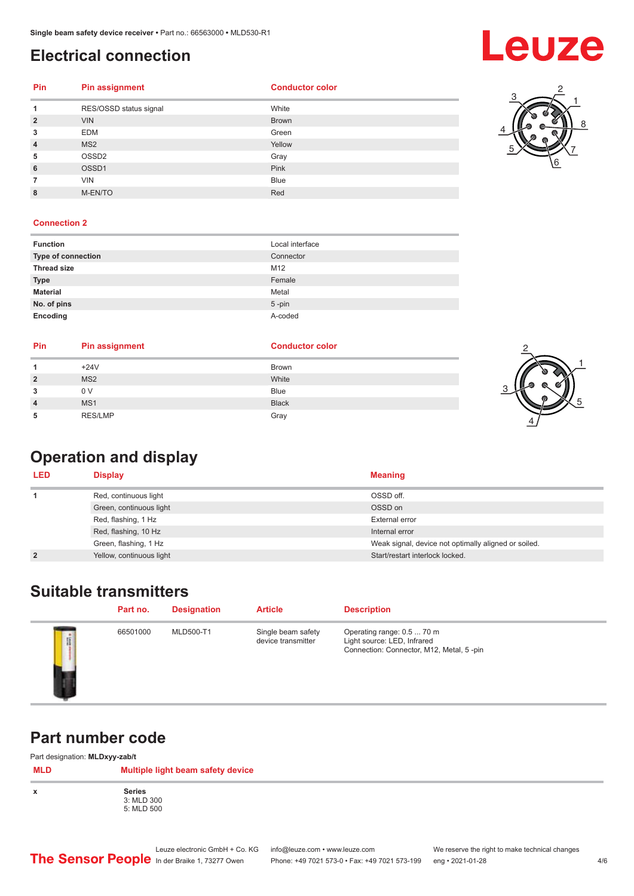# Electrical connection

| Pin | Pin assignment | Conductor color |
|---|---|---|
| 1 | RES/OSSD status signal | White |
| 2 | VIN | Brown |
| 3 | EDM | Green |
| 4 | MS2 | Yellow |
| 5 | OSSD2 | Gray |
| 6 | OSSD1 | Pink |
| 7 | VIN | Blue |
| 8 | M-EN/TO | Red |

### Connection 2

| | |
|---|---|
| **Function** | Local interface |
| **Type of connection** | Connector |
| **Thread size** | M12 |
| **Type** | Female |
| **Material** | Metal |
| **No. of pins** | 5 -pin |
| **Encoding** | A-coded |

| Pin | Pin assignment | Conductor color |
|---|---|---|
| 1 | +24V | Brown |
| 2 | MS2 | White |
| 3 | 0 V | Blue |
| 4 | MS1 | Black |
| 5 | RES/LMP | Gray |

# Operation and display

| LED | Display | Meaning |
|---|---|---|
| 1 | Red, continuous light | OSSD off. |
| | Green, continuous light | OSSD on |
| | Red, flashing, 1 Hz | External error |
| | Red, flashing, 10 Hz | Internal error |
| | Green, flashing, 1 Hz | Weak signal, device not optimally aligned or soiled. |
| 2 | Yellow, continuous light | Start/restart interlock locked. |

# Suitable transmitters

| Part no. | Designation | Article | Description |
|---|---|---|---|
| 66501000 | MLD500-T1 | Single beam safety device transmitter | Operating range: 0.5 ... 70 m<br>Light source: LED, Infrared<br>Connection: Connector, M12, Metal, 5 -pin |

# Part number code

Part designation: **MLDxyy-zab/t**

| MLD | Multiple light beam safety device |
|---|---|
| x | **Series**<br>3: MLD 300<br>5: MLD 500 |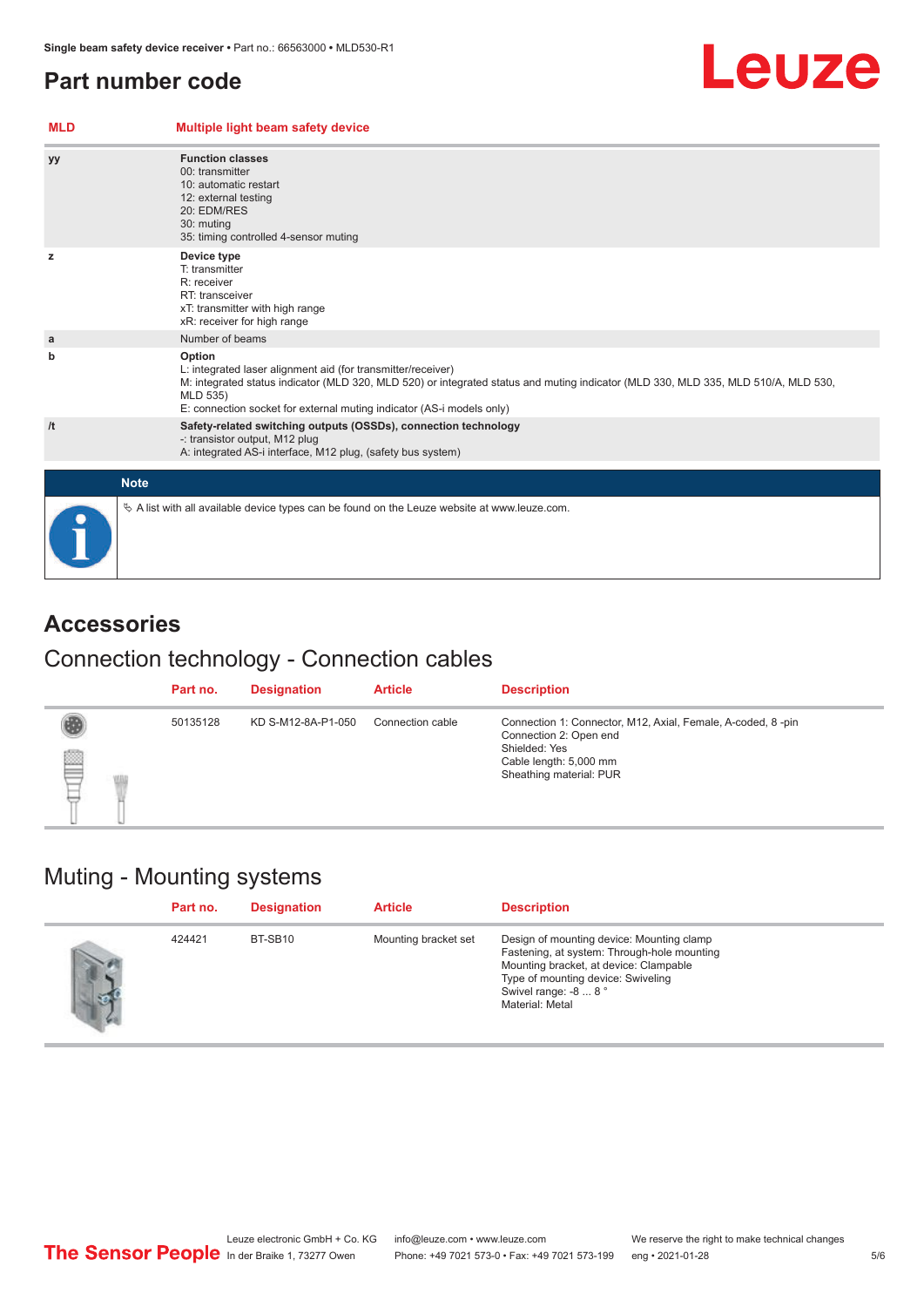## Part number code

| MLD | Multiple light beam safety device |
|---|---|
| yy | **Function classes**<br>00: transmitter<br>10: automatic restart<br>12: external testing<br>20: EDM/RES<br>30: muting<br>35: timing controlled 4-sensor muting |
| z | **Device type**<br>T: transmitter<br>R: receiver<br>RT: transceiver<br>xT: transmitter with high range<br>xR: receiver for high range |
| a | Number of beams |
| b | **Option**<br>L: integrated laser alignment aid (for transmitter/receiver)<br>M: integrated status indicator (MLD 320, MLD 520) or integrated status and muting indicator (MLD 330, MLD 335, MLD 510/A, MLD 530, MLD 535)<br>E: connection socket for external muting indicator (AS-i models only) |
| /t | **Safety-related switching outputs (OSSDs), connection technology**<br>-: transistor output, M12 plug<br>A: integrated AS-i interface, M12 plug, (safety bus system) |

**Note**

↳ A list with all available device types can be found on the Leuze website at www.leuze.com.

# Accessories

## Connection technology - Connection cables

| Part no. | Designation | Article | Description |
|---|---|---|---|
| 50135128 | KD S-M12-8A-P1-050 | Connection cable | Connection 1: Connector, M12, Axial, Female, A-coded, 8 -pin<br>Connection 2: Open end<br>Shielded: Yes<br>Cable length: 5,000 mm<br>Sheathing material: PUR |

## Muting - Mounting systems

| Part no. | Designation | Article | Description |
|---|---|---|---|
| 424421 | BT-SB10 | Mounting bracket set | Design of mounting device: Mounting clamp<br>Fastening, at system: Through-hole mounting<br>Mounting bracket, at device: Clampable<br>Type of mounting device: Swiveling<br>Swivel range: -8 ... 8 °<br>Material: Metal |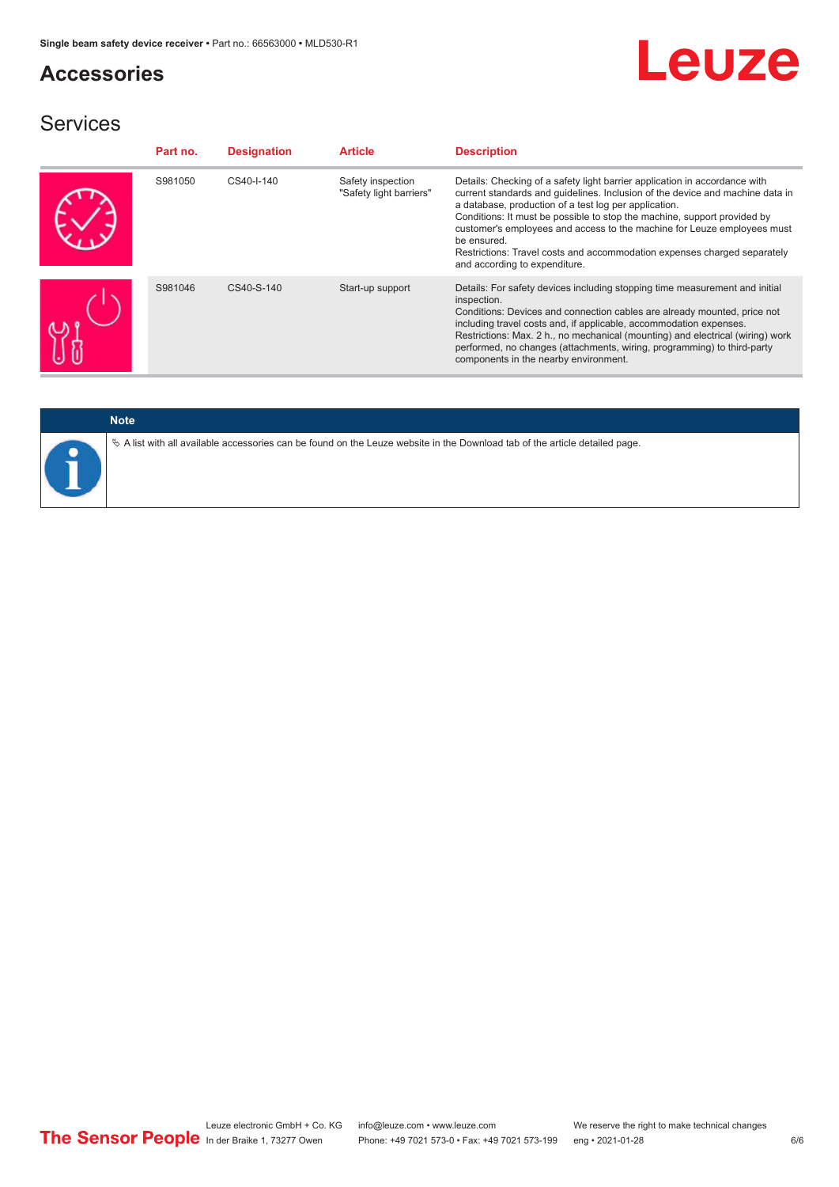## Accessories

### Services

| | Part no. | Designation | Article | Description |
| --- | --- | --- | --- | --- |
| | S981050 | CS40-I-140 | Safety inspection "Safety light barriers" | Details: Checking of a safety light barrier application in accordance with current standards and guidelines. Inclusion of the device and machine data in a database, production of a test log per application.<br>Conditions: It must be possible to stop the machine, support provided by customer's employees and access to the machine for Leuze employees must be ensured.<br>Restrictions: Travel costs and accommodation expenses charged separately and according to expenditure. |
| | S981046 | CS40-S-140 | Start-up support | Details: For safety devices including stopping time measurement and initial inspection.<br>Conditions: Devices and connection cables are already mounted, price not including travel costs and, if applicable, accommodation expenses.<br>Restrictions: Max. 2 h., no mechanical (mounting) and electrical (wiring) work performed, no changes (attachments, wiring, programming) to third-party components in the nearby environment. |

**Note**

↳ A list with all available accessories can be found on the Leuze website in the Download tab of the article detailed page.